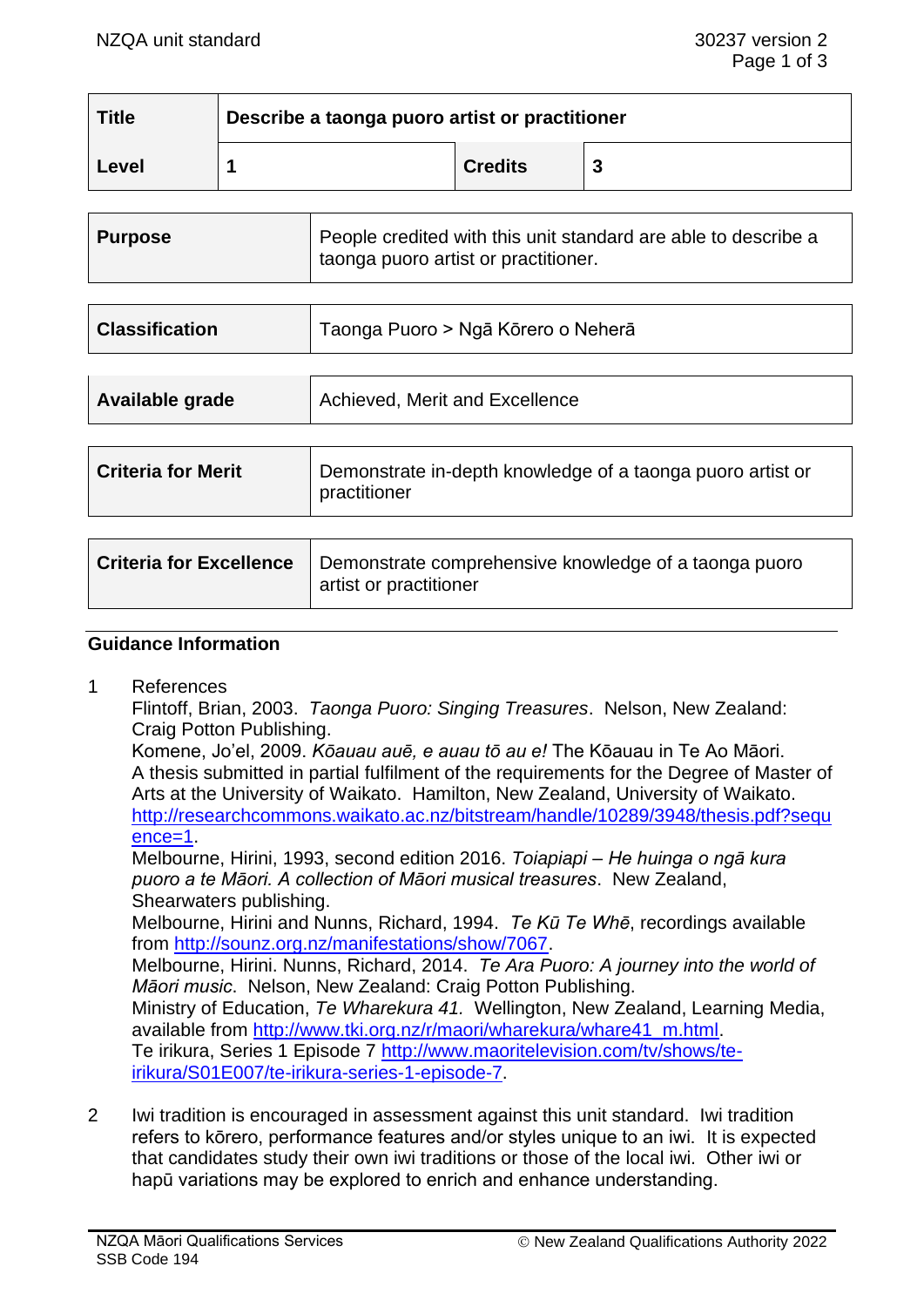| Title | Describe a taonga puoro artist or practitioner | | |
|---|---|---|---|
| Level | 1 | Credits | 3 |

| Purpose | People credited with this unit standard are able to describe a taonga puoro artist or practitioner. |
|---|---|

| Classification | Taonga Puoro > Ngā Kōrero o Neherā |
|---|---|

| Available grade | Achieved, Merit and Excellence |
|---|---|

| Criteria for Merit | Demonstrate in-depth knowledge of a taonga puoro artist or practitioner |
|---|---|

| Criteria for Excellence | Demonstrate comprehensive knowledge of a taonga puoro artist or practitioner |
|---|---|

## Guidance Information

1 References

Flintoff, Brian, 2003. *Taonga Puoro: Singing Treasures*. Nelson, New Zealand: Craig Potton Publishing.

Komene, Jo'el, 2009. *Kōauau auē, e auau tō au e!* The Kōauau in Te Ao Māori. A thesis submitted in partial fulfilment of the requirements for the Degree of Master of Arts at the University of Waikato. Hamilton, New Zealand, University of Waikato. http://researchcommons.waikato.ac.nz/bitstream/handle/10289/3948/thesis.pdf?sequence=1.

Melbourne, Hirini, 1993, second edition 2016. *Toiapiapi – He huinga o ngā kura puoro a te Māori. A collection of Māori musical treasures*. New Zealand, Shearwaters publishing.

Melbourne, Hirini and Nunns, Richard, 1994. *Te Kū Te Whē*, recordings available from http://sounz.org.nz/manifestations/show/7067.

Melbourne, Hirini. Nunns, Richard, 2014. *Te Ara Puoro: A journey into the world of Māori music*. Nelson, New Zealand: Craig Potton Publishing.

Ministry of Education, *Te Wharekura 41.* Wellington, New Zealand, Learning Media, available from http://www.tki.org.nz/r/maori/wharekura/whare41_m.html.

Te irikura, Series 1 Episode 7 http://www.maoritelevision.com/tv/shows/te-irikura/S01E007/te-irikura-series-1-episode-7.

2 Iwi tradition is encouraged in assessment against this unit standard. Iwi tradition refers to kōrero, performance features and/or styles unique to an iwi. It is expected that candidates study their own iwi traditions or those of the local iwi. Other iwi or hapū variations may be explored to enrich and enhance understanding.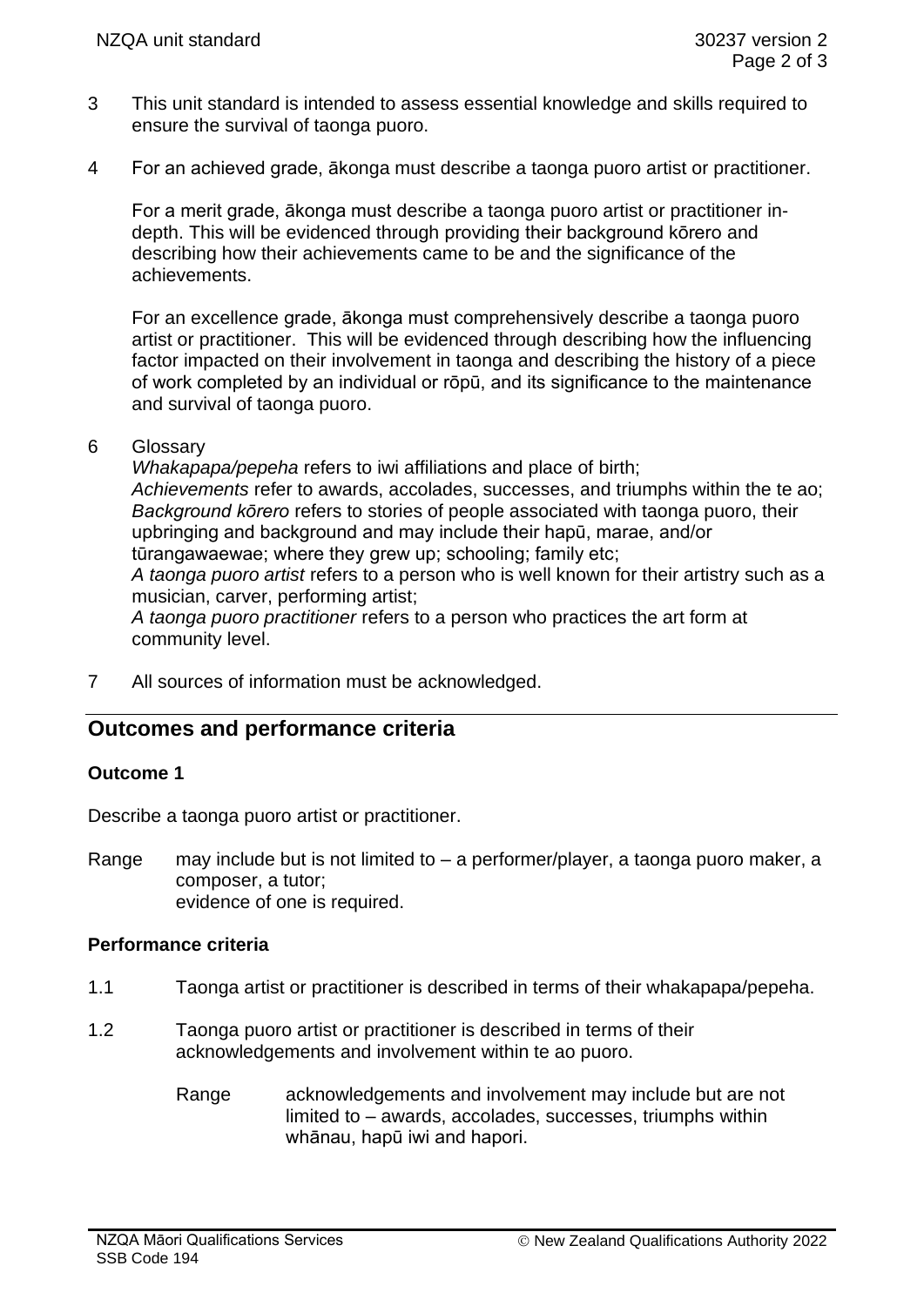3 This unit standard is intended to assess essential knowledge and skills required to ensure the survival of taonga puoro.

4 For an achieved grade, ākonga must describe a taonga puoro artist or practitioner.

   For a merit grade, ākonga must describe a taonga puoro artist or practitioner in-depth. This will be evidenced through providing their background kōrero and describing how their achievements came to be and the significance of the achievements.

   For an excellence grade, ākonga must comprehensively describe a taonga puoro artist or practitioner. This will be evidenced through describing how the influencing factor impacted on their involvement in taonga and describing the history of a piece of work completed by an individual or rōpū, and its significance to the maintenance and survival of taonga puoro.

6 Glossary
   *Whakapapa/pepeha* refers to iwi affiliations and place of birth;
   *Achievements* refer to awards, accolades, successes, and triumphs within the te ao;
   *Background kōrero* refers to stories of people associated with taonga puoro, their upbringing and background and may include their hapū, marae, and/or tūrangawaewae; where they grew up; schooling; family etc;
   *A taonga puoro artist* refers to a person who is well known for their artistry such as a musician, carver, performing artist;
   *A taonga puoro practitioner* refers to a person who practices the art form at community level.

7 All sources of information must be acknowledged.

## Outcomes and performance criteria

### Outcome 1

Describe a taonga puoro artist or practitioner.

Range may include but is not limited to – a performer/player, a taonga puoro maker, a composer, a tutor;
evidence of one is required.

### Performance criteria

1.1 Taonga artist or practitioner is described in terms of their whakapapa/pepeha.

1.2 Taonga puoro artist or practitioner is described in terms of their acknowledgements and involvement within te ao puoro.

   Range acknowledgements and involvement may include but are not limited to – awards, accolades, successes, triumphs within whānau, hapū iwi and hapori.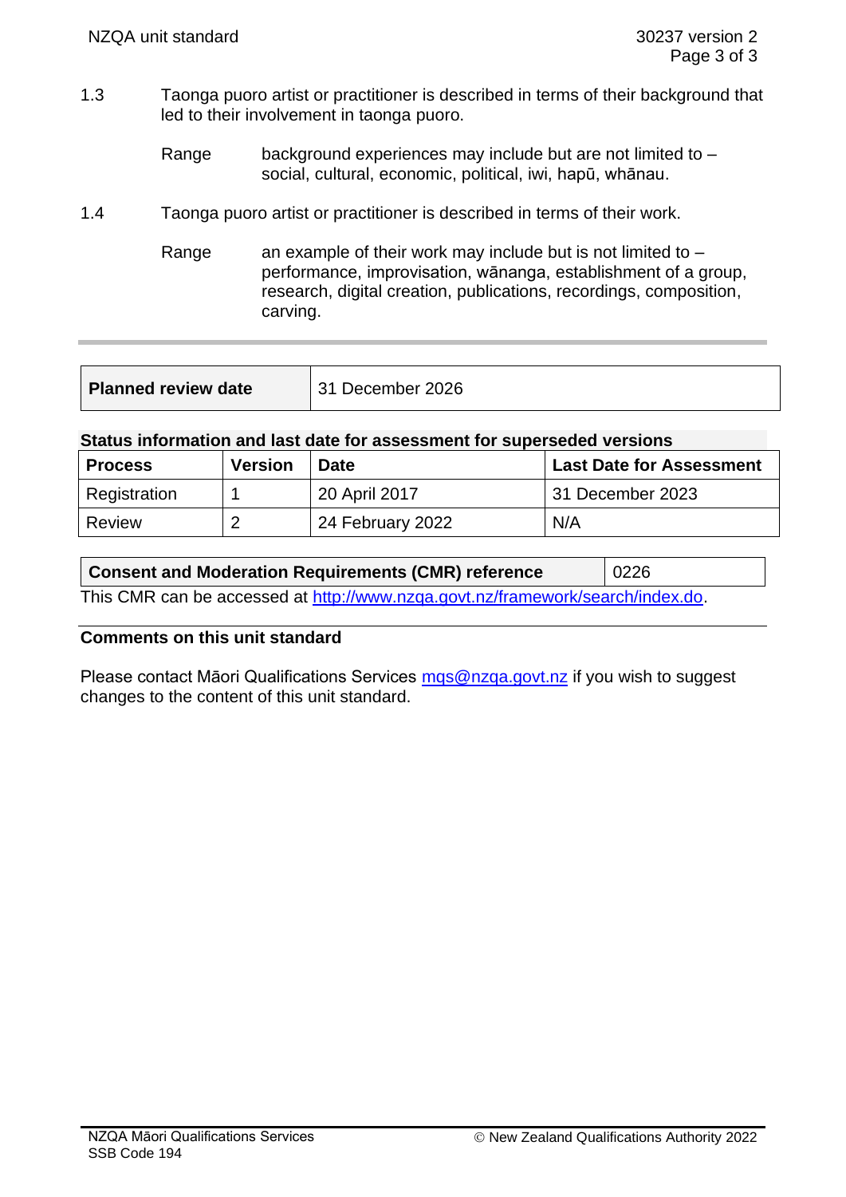1.3 Taonga puoro artist or practitioner is described in terms of their background that led to their involvement in taonga puoro.

Range background experiences may include but are not limited to – social, cultural, economic, political, iwi, hapū, whānau.

1.4 Taonga puoro artist or practitioner is described in terms of their work.

Range an example of their work may include but is not limited to – performance, improvisation, wānanga, establishment of a group, research, digital creation, publications, recordings, composition, carving.

---

| | |
|---|---|
| **Planned review date** | 31 December 2026 |

**Status information and last date for assessment for superseded versions**

| Process | Version | Date | Last Date for Assessment |
|---|---|---|---|
| Registration | 1 | 20 April 2017 | 31 December 2023 |
| Review | 2 | 24 February 2022 | N/A |

| | |
|---|---|
| **Consent and Moderation Requirements (CMR) reference** | 0226 |

This CMR can be accessed at http://www.nzqa.govt.nz/framework/search/index.do.

**Comments on this unit standard**

Please contact Māori Qualifications Services mqs@nzqa.govt.nz if you wish to suggest changes to the content of this unit standard.